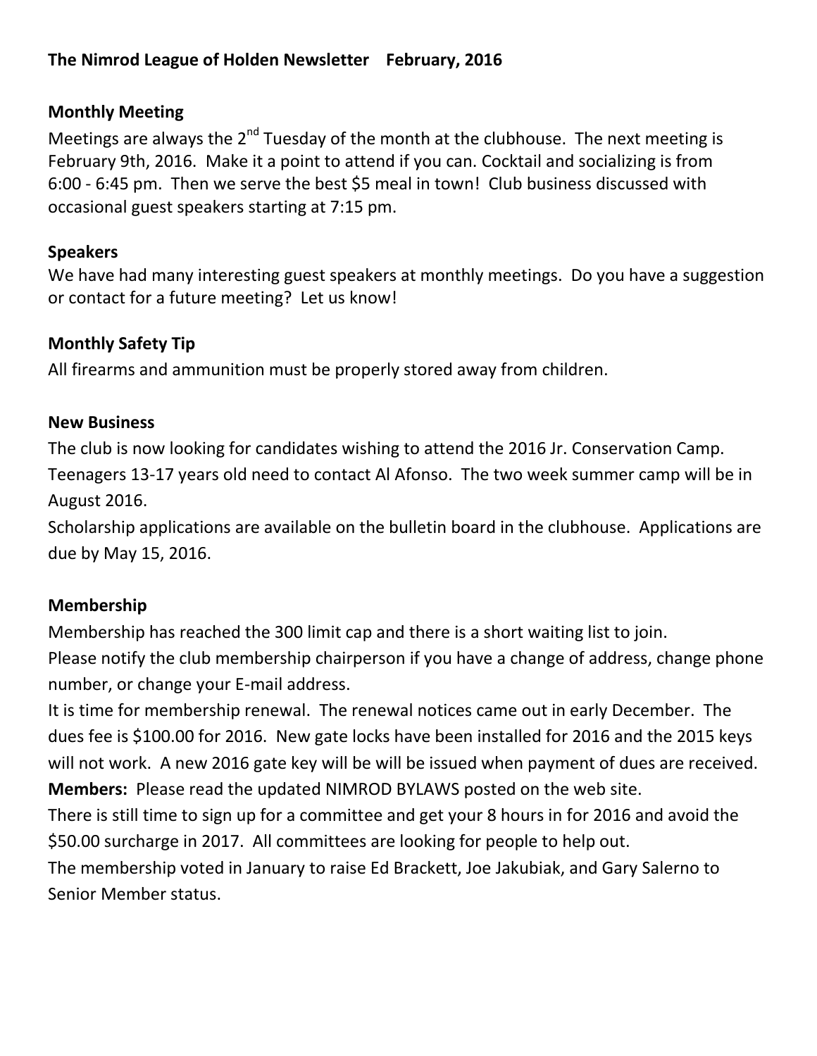# The Nimrod League of Holden Newsletter February, 2016

## Monthly Meeting

Meetings are always the 2nd Tuesday of the month at the clubhouse. The next meeting is February 9th, 2016. Make it a point to attend if you can. Cocktail and socializing is from 6:00 - 6:45 pm. Then we serve the best $5 meal in town! Club business discussed with occasional guest speakers starting at 7:15 pm.

## Speakers

We have had many interesting guest speakers at monthly meetings. Do you have a suggestion or contact for a future meeting? Let us know!

## Monthly Safety Tip

All firearms and ammunition must be properly stored away from children.

## New Business

The club is now looking for candidates wishing to attend the 2016 Jr. Conservation Camp. Teenagers 13-17 years old need to contact Al Afonso. The two week summer camp will be in August 2016.

Scholarship applications are available on the bulletin board in the clubhouse. Applications are due by May 15, 2016.

## Membership

Membership has reached the 300 limit cap and there is a short waiting list to join.

Please notify the club membership chairperson if you have a change of address, change phone number, or change your E-mail address.

It is time for membership renewal. The renewal notices came out in early December. The dues fee is $100.00 for 2016. New gate locks have been installed for 2016 and the 2015 keys will not work. A new 2016 gate key will be will be issued when payment of dues are received.

**Members:** Please read the updated NIMROD BYLAWS posted on the web site.

There is still time to sign up for a committee and get your 8 hours in for 2016 and avoid the $50.00 surcharge in 2017. All committees are looking for people to help out.

The membership voted in January to raise Ed Brackett, Joe Jakubiak, and Gary Salerno to Senior Member status.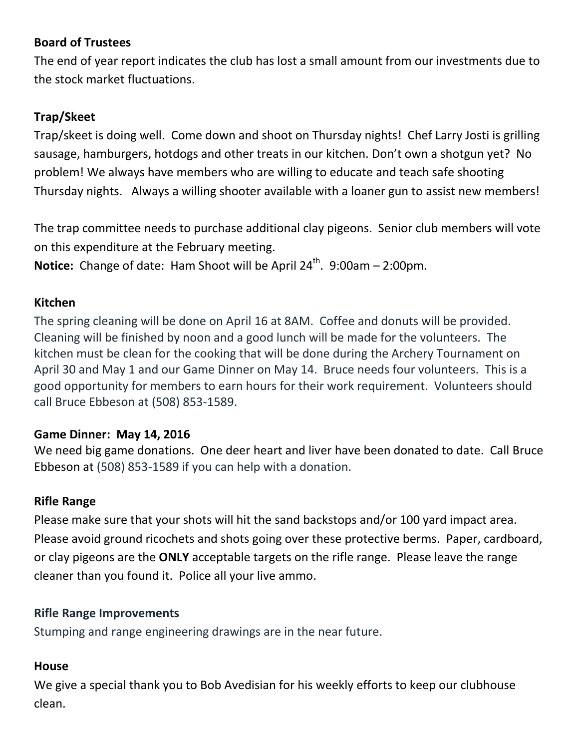**Board of Trustees**

The end of year report indicates the club has lost a small amount from our investments due to the stock market fluctuations.

**Trap/Skeet**

Trap/skeet is doing well. Come down and shoot on Thursday nights! Chef Larry Josti is grilling sausage, hamburgers, hotdogs and other treats in our kitchen. Don't own a shotgun yet? No problem! We always have members who are willing to educate and teach safe shooting Thursday nights. Always a willing shooter available with a loaner gun to assist new members!

The trap committee needs to purchase additional clay pigeons. Senior club members will vote on this expenditure at the February meeting.

**Notice:** Change of date: Ham Shoot will be April 24th. 9:00am – 2:00pm.

**Kitchen**

The spring cleaning will be done on April 16 at 8AM. Coffee and donuts will be provided. Cleaning will be finished by noon and a good lunch will be made for the volunteers. The kitchen must be clean for the cooking that will be done during the Archery Tournament on April 30 and May 1 and our Game Dinner on May 14. Bruce needs four volunteers. This is a good opportunity for members to earn hours for their work requirement. Volunteers should call Bruce Ebbeson at (508) 853-1589.

**Game Dinner: May 14, 2016**

We need big game donations. One deer heart and liver have been donated to date. Call Bruce Ebbeson at (508) 853-1589 if you can help with a donation.

**Rifle Range**

Please make sure that your shots will hit the sand backstops and/or 100 yard impact area. Please avoid ground ricochets and shots going over these protective berms. Paper, cardboard, or clay pigeons are the **ONLY** acceptable targets on the rifle range. Please leave the range cleaner than you found it. Police all your live ammo.

**Rifle Range Improvements**

Stumping and range engineering drawings are in the near future.

**House**

We give a special thank you to Bob Avedisian for his weekly efforts to keep our clubhouse clean.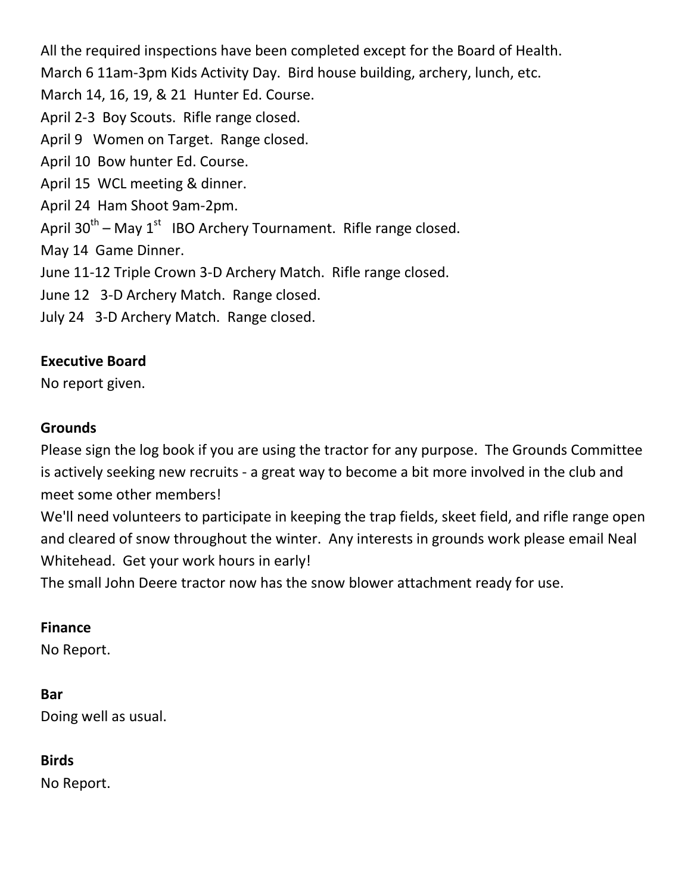All the required inspections have been completed except for the Board of Health.

March 6 11am-3pm Kids Activity Day. Bird house building, archery, lunch, etc.

March 14, 16, 19, & 21 Hunter Ed. Course.

April 2-3 Boy Scouts. Rifle range closed.

April 9 Women on Target. Range closed.

April 10 Bow hunter Ed. Course.

April 15 WCL meeting & dinner.

April 24 Ham Shoot 9am-2pm.

April 30th – May 1st IBO Archery Tournament. Rifle range closed.

May 14 Game Dinner.

June 11-12 Triple Crown 3-D Archery Match. Rifle range closed.

June 12 3-D Archery Match. Range closed.

July 24 3-D Archery Match. Range closed.

**Executive Board**

No report given.

**Grounds**

Please sign the log book if you are using the tractor for any purpose. The Grounds Committee is actively seeking new recruits - a great way to become a bit more involved in the club and meet some other members!

We'll need volunteers to participate in keeping the trap fields, skeet field, and rifle range open and cleared of snow throughout the winter. Any interests in grounds work please email Neal Whitehead. Get your work hours in early!

The small John Deere tractor now has the snow blower attachment ready for use.

**Finance**

No Report.

**Bar**

Doing well as usual.

**Birds**

No Report.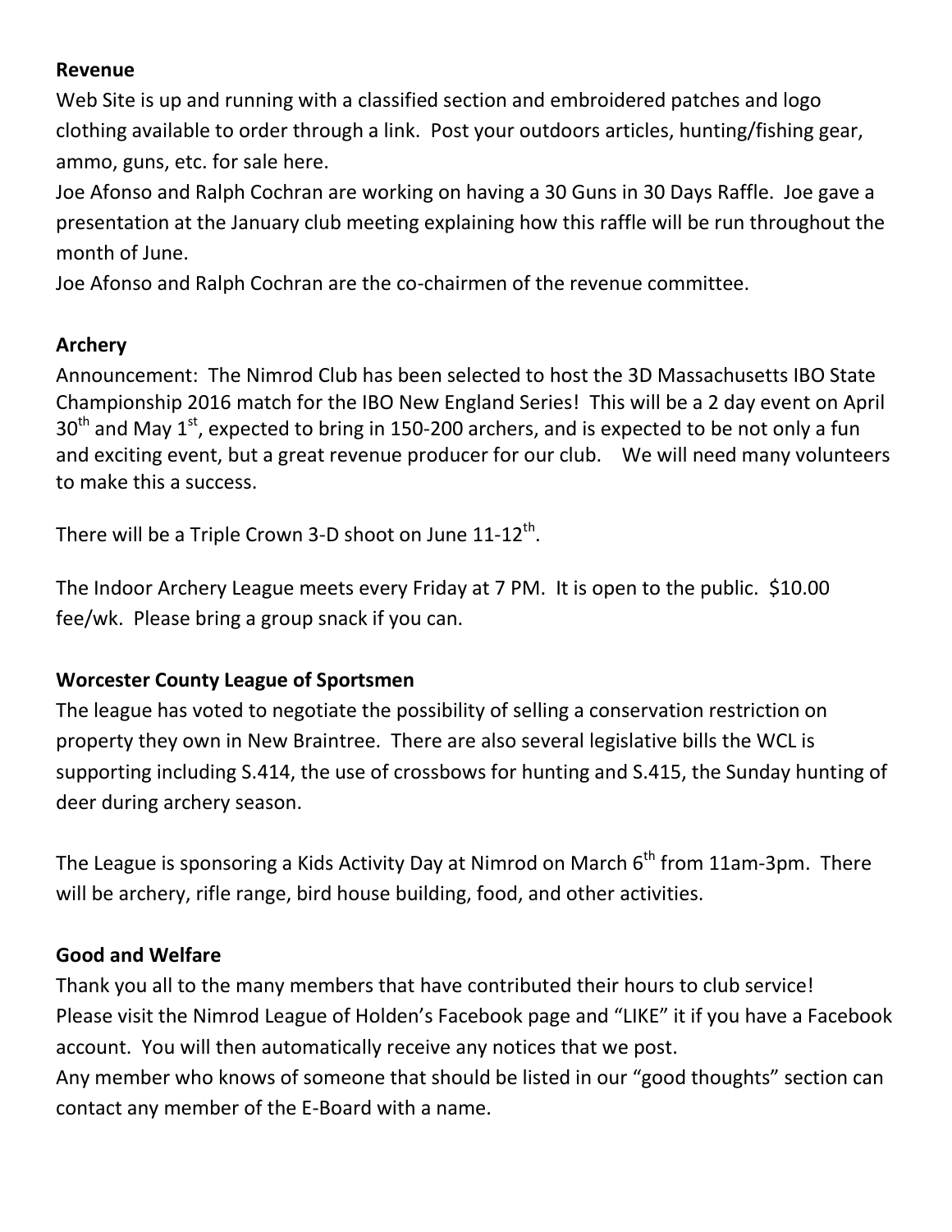**Revenue**

Web Site is up and running with a classified section and embroidered patches and logo clothing available to order through a link. Post your outdoors articles, hunting/fishing gear, ammo, guns, etc. for sale here.

Joe Afonso and Ralph Cochran are working on having a 30 Guns in 30 Days Raffle. Joe gave a presentation at the January club meeting explaining how this raffle will be run throughout the month of June.

Joe Afonso and Ralph Cochran are the co-chairmen of the revenue committee.

**Archery**

Announcement: The Nimrod Club has been selected to host the 3D Massachusetts IBO State Championship 2016 match for the IBO New England Series! This will be a 2 day event on April 30th and May 1st, expected to bring in 150-200 archers, and is expected to be not only a fun and exciting event, but a great revenue producer for our club. We will need many volunteers to make this a success.

There will be a Triple Crown 3-D shoot on June 11-12th.

The Indoor Archery League meets every Friday at 7 PM. It is open to the public. $10.00 fee/wk. Please bring a group snack if you can.

**Worcester County League of Sportsmen**

The league has voted to negotiate the possibility of selling a conservation restriction on property they own in New Braintree. There are also several legislative bills the WCL is supporting including S.414, the use of crossbows for hunting and S.415, the Sunday hunting of deer during archery season.

The League is sponsoring a Kids Activity Day at Nimrod on March 6th from 11am-3pm. There will be archery, rifle range, bird house building, food, and other activities.

**Good and Welfare**

Thank you all to the many members that have contributed their hours to club service!

Please visit the Nimrod League of Holden's Facebook page and "LIKE" it if you have a Facebook account. You will then automatically receive any notices that we post.

Any member who knows of someone that should be listed in our "good thoughts" section can contact any member of the E-Board with a name.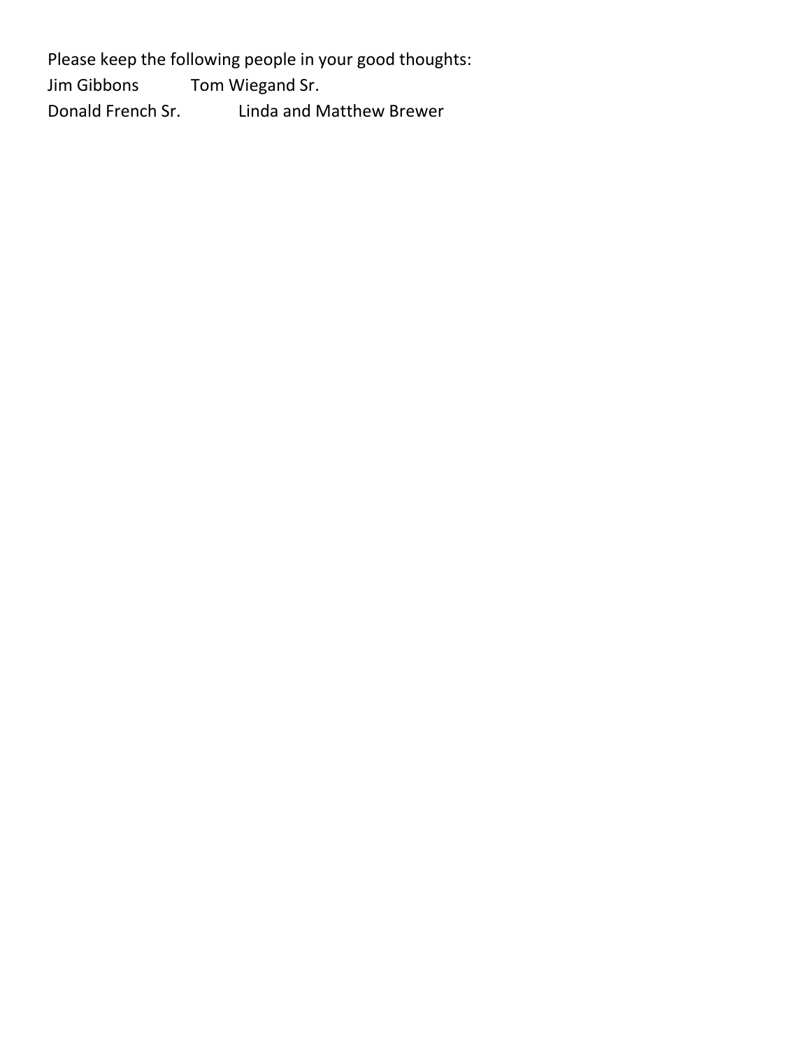Please keep the following people in your good thoughts:

| | |
|---|---|
| Jim Gibbons | Tom Wiegand Sr. |
| Donald French Sr. | Linda and Matthew Brewer |